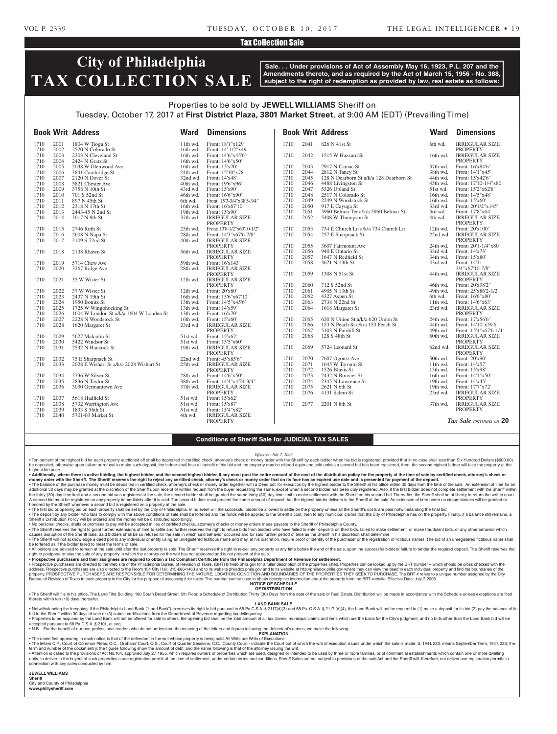Tax Collection Sale

# City of Philadelphia TAX COLLECTION SALE

**Sale. . . Under provisions of Act of Assembly May 16, 1923, P.L. 207 and the Amendments thereto, and as required by the Act of March 15, 1956 - No. 388, subject to the right of redemption as provided by law, real estate as follows:**

Properties to be sold by **JEWELL WILLIAMS** Sheriff on
Tuesday, October 17, 2017 at **First District Plaza, 3801 Market Street**, at 9:00 AM (EDT) (Prevailing Time)

| Book | Writ | Address | Ward | Dimensions |
|---|---|---|---|---|
| 1710 | 2001 | 1804 W Tioga St | 11th wd. | Front: 18'1"x129' |
| 1710 | 2002 | 2520 N Colorado St | 16th wd. | Front: 14' 1/2"x49' |
| 1710 | 2003 | 2203 N Cleveland St | 16th wd. | Front: 14'6"x45'6" |
| 1710 | 2004 | 2424 N Gratz St | 16th wd. | Front: 14'6"x50' |
| 1710 | 2005 | 2038 W Glenwood Ave | 16th wd. | Front: 15'x70' |
| 1710 | 2006 | 3841 Cambridge St | 24th wd. | Front: 15'10"x78' |
| 1710 | 2007 | 2120 N Dover St | 32nd wd. | Front: 14'x48' |
| 1710 | 2008 | 5821 Chester Ave | 40th wd. | Front: 19'6"x96' |
| 1710 | 2009 | 3758 N 10th St | 43rd wd. | Front: 15'x90' |
| 1710 | 2010 | 701 S 52nd St | 46th wd. | Front: 16'6"x90' |
| 1710 | 2011 | 897 N 45th St | 6th wd. | Front: 15'3-3/4"x38'5-3/4" |
| 1710 | 2012 | 2318 N 17th St | 16th wd. | Front: 16'x67'10" |
| 1710 | 2013 | 2443-45 N 2nd St | 19th wd. | Front: 15'x90' |
| 1710 | 2014 | 3017 N 9th St | 37th wd. | IRREGULAR SIZE PROPERTY |
| 1710 | 2015 | 2746 Ruth St | 25th wd. | Front: 13'8-1/2"x63'10-1/2" |
| 1710 | 2016 | 2608 N Napa St | 28th wd. | Front: 14'3"x67'6-7/8" |
| 1710 | 2017 | 2109 S 72nd St | 40th wd. | IRREGULAR SIZE PROPERTY |
| 1710 | 2018 | 2138 Rhawn St | 56th wd. | IRREGULAR SIZE PROPERTY |
| 1710 | 2019 | 5714 Chew Ave | 59th wd. | Front: 16'x143' |
| 1710 | 2020 | 3267 Ridge Ave | 28th wd. | IRREGULAR SIZE PROPERTY |
| 1710 | 2021 | 35 W Wister St | 12th wd. | IRREGULAR SIZE PROPERTY |
| 1710 | 2022 | 37 W Wister St | 12th wd. | Front: 20'x80' |
| 1710 | 2023 | 2437 N 19th St | 16th wd. | Front: 15'6"x67'10" |
| 1710 | 2024 | 1950 Bonitz St | 13th wd. | Front: 14'5"x45'6" |
| 1710 | 2025 | 1725 W Wingohocking St | 13th wd. | Front: 14'x59' |
| 1710 | 2026 | 1604 W Loudon St a/k/a 1604 W Louden St | 13th wd. | Front: 16'x70' |
| 1710 | 2027 | 2228 N Woodstock St | 16th wd. | Front: 15'x60' |
| 1710 | 2028 | 1620 Margaret St | 23rd wd. | IRREGULAR SIZE PROPERTY |
| 1710 | 2029 | 5627 Malcolm St | 51st wd. | Front: 15'x62' |
| 1710 | 2030 | 5422 Windsor St | 51st wd. | Front: 15'5"x60' |
| 1710 | 2031 | 2532 N Hancock St | 19th wd. | IRREGULAR SIZE PROPERTY |
| 1710 | 2032 | 75 E Sharpnack St | 22nd wd. | Front: 45'x85'6" |
| 1710 | 2033 | 2028 E Wishart St a/k/a 2028 Wishart St | 25th wd. | IRREGULAR SIZE PROPERTY |
| 1710 | 2034 | 2736 W Silver St | 28th wd. | Front: 14'6"x50' |
| 1710 | 2035 | 2836 N Taylor St | 38th wd. | Front: 14'4"x45'4-3/4" |
| 1710 | 2036 | 3030 Germantown Ave | 37th wd. | IRREGULAR SIZE PROPERTY |
| 1710 | 2037 | 5618 Hadfield St | 51st wd. | Front: 15'x62' |
| 1710 | 2038 | 5732 Warrington Ave | 51st wd. | Front: 15'x87' |
| 1710 | 2039 | 1833 S 56th St | 51st wd. | Front: 15'4"x82' |
| 1710 | 2040 | 5701-03 Market St | 4th wd. | IRREGULAR SIZE PROPERTY |
| 1710 | 2041 | 826 N 41st St | 6th wd. | IRREGULAR SIZE PROPERTY |
| 1710 | 2042 | 1515 W Hazzard St | 16th wd. | IRREGULAR SIZE PROPERTY |
| 1710 | 2043 | 2917 N Camac St | 37th wd. | Front: 16'x84'6" |
| 1710 | 2044 | 2812 N Taney St | 38th wd. | Front: 14'1"x45' |
| 1710 | 2045 | 128 N Dearborn St a/k/a 128 Dearborn St | 44th wd. | Front: 15'x42'6" |
| 1710 | 2046 | 4488 Livingston St | 45th wd. | Front: 17'10-1/4"x80' |
| 1710 | 2047 | 5326 Upland St | 51st wd. | Front: 15'2"x62'8" |
| 1710 | 2048 | 2517 N Colorado St | 16th wd. | Front: 14'5"x48' |
| 1710 | 2049 | 2249 N Woodstock St | 16th wd. | Front: 15'x60' |
| 1710 | 2050 | 917 E Cayuga St | 33rd wd. | Front: 20'1/2"x145' |
| 1710 | 2051 | 5960 Belmar Ter a/k/a 5960 Belmar St | 3rd wd. | Front: 17'8"x64' |
| 1710 | 2052 | 5408 W Thompson St | 4th wd. | IRREGULAR SIZE PROPERTY |
| 1710 | 2053 | 734 E Church Ln a/k/a 734 Church Ln | 12th wd. | Front: 20'x100' |
| 1710 | 2054 | 257 E Sharpnack St | 22nd wd. | IRREGULAR SIZE PROPERTY |
| 1710 | 2055 | 3607 Fairmount Ave | 24th wd. | Front: 20'1-1/4"x80' |
| 1710 | 2056 | 940 E Ontario St | 33rd wd. | Front: 14'x73' |
| 1710 | 2057 | 1647 N Redfield St | 34th wd. | Front: 15'x80' |
| 1710 | 2058 | 3621 N 13th St | 43rd wd. | Front: 14'11-3/4"x67'10-7/8" |
| 1710 | 2059 | 1308 N 51st St | 44th wd. | IRREGULAR SIZE PROPERTY |
| 1710 | 2060 | 712 S 52nd St | 46th wd. | Front: 20'x98'2" |
| 1710 | 2061 | 4905 N 13th St | 49th wd. | Front: 25'x86'2-1/2" |
| 1710 | 2062 | 4327 Aspen St | 6th wd. | Front: 16'6"x80' |
| 1710 | 2063 | 2738 N 22nd St | 11th wd. | Front: 14'6"x63' |
| 1710 | 2064 | 1618 Margaret St | 23rd wd. | IRREGULAR SIZE PROPERTY |
| 1710 | 2065 | 620 N Union St a/k/a 620 Union St | 24th wd. | Front: 17'x56'6" |
| 1710 | 2066 | 153 N Peach St a/k/a 153 Peach St | 44th wd. | Front: 14'10"x59'6" |
| 1710 | 2067 | 5103 N Fairhill St | 49th wd. | Front: 15'4"x67'6-1/4" |
| 1710 | 2068 | 128 S 48th St | 60th wd. | IRREGULAR SIZE PROPERTY |
| 1710 | 2069 | 5724 Leonard St | 62nd wd. | IRREGULAR SIZE PROPERTY |
| 1710 | 2070 | 7607 Ogontz Ave | 50th wd. | Front: 20'x90' |
| 1710 | 2071 | 1645 W Toronto St | 11th wd. | Front: 14'x57' |
| 1710 | 2072 | 1526 Blavis St | 13th wd. | Front: 15'x98' |
| 1710 | 2073 | 2432 N Bouvier St | 16th wd. | Front: 14'1"x50' |
| 1710 | 2074 | 2345 N Lawrence St | 19th wd. | Front: 14'x45' |
| 1710 | 2075 | 2621 N 6th St | 19th wd. | Front: 17'7"x72' |
| 1710 | 2076 | 4131 Salem St | 23rd wd. | IRREGULAR SIZE PROPERTY |
| 1710 | 2077 | 2201 N 8th St | 37th wd. | IRREGULAR SIZE PROPERTY |

*Tax Sale continues on* **20**

## Conditions of Sheriff Sale for JUDICIAL TAX SALES

*Effective: July 7, 2006*

• Ten percent of the highest bid for each property auctioned off shall be deposited in certified check, attorney's check or money order with the Sheriff by each bidder when his bid is registered, provided that in no case shall less than Six Hundred Dollars ($600.00) be deposited, otherwise upon failure or refusal to make such deposit, the bidder shall lose all benefit of his bid and the property may be offered again and sold unless a second bid has been registered, then, the second highest bidder will take the property at the highest bid price.

• **Additionally, where there is active bidding, the highest bidder, and the second highest bidder, if any must post the entire amount of the cost of the distribution policy for the property at the time of sale by certified check, attorney's check or money order with the Sheriff. The Sheriff reserves the right to reject any certified check, attorney's check or money order that on its face has an expired use date and is presented for payment of the deposit.**

• The balance of the purchase money must be deposited in certified check, attorney's check or money order together with a Deed poll for execution by the highest bidder to the Sheriff at his office within 30 days from the time of the sale. An extension of time for an additional 30 days may be granted at the discretion of the Sheriff upon receipt of written request from the buyer requesting the same, except when a second bidder has been duly registered. Also, if the first bidder does not complete settlement with the Sheriff within the thirty (30) day time limit and a second bid was registered at the sale, the second bidder shall be granted the same thirty (30) day time limit to make settlement with the Sheriff on his second bid. Thereafter, the Sheriff shall be at liberty to return the writ to court. A second bid must be registered on any property immediately after it is sold. The second bidder must present the same amount of deposit that the highest bidder delivers to the Sheriff at the sale. An extension of time under no circumstances will be granted or honored by the Sheriff whenever a second bid is registered on a property at the sale.

• The first bid or opening bid on each property shall be set by the City of Philadelphia. In no event will the successful bidder be allowed to settle on the property unless all the Sheriff's costs are paid notwithstanding the final bid.

• The deposit by any bidder who fails to comply with the above conditions of sale shall be forfeited and the funds will be applied to the Sheriff's cost, then to any municipal claims that the City of Philadelphia has on the property. Finally, if a balance still remains, a Sheriff's Distribution Policy will be ordered and the money will be distributed accordingly.

• No personal checks, drafts or promises to pay will be accepted in lieu of certified checks, attorney's checks or money orders made payable to the Sheriff of Philadelphia County.

• The Sheriff reserves the right to grant further extensions of time to settle and further reserves the right to refuse bids from bidders who have failed to enter deposits on their bids, failed to make settlement, or make fraudulent bids, or any other behavior which causes disruption of the Sheriff Sale. Said bidders shall be so refused for the sale in which said behavior occurred and for said further period of time as the Sheriff in his discretion shall determine.

• The Sheriff will not acknowledge a deed poll to any individual or entity using an unregistered fictitious name and may, at his discretion, require proof of identity of the purchaser or the registration of fictitious names. The bid of an unregistered fictitious name shall be forfeited as if the bidder failed to meet the terms of sale.

• All bidders are advised to remain at the sale until after the last property is sold. The Sheriff reserves the right to re-sell any property at any time before the end of the sale, upon the successful bidders' failure to tender the required deposit. The Sheriff reserves the right to postpone or stay the sale of any property in which the attorney on the writ has not appeared and is not present at the sale.

• **Prospective purchasers and their assignees are required to obtain a Tax Compliant Certificate from the Philadelphia Department of Revenue for settlement.**

• Prospective purchasers are directed to the Web site of the Philadelphia Bureau of Revision of Taxes, (BRT) brtweb.phila.gov for a fuller description of the properties listed. Properties can be looked up by the BRT number – which should be cross checked with the address. Prospective purchasers are also directed to the Room 154 City Hall, 215-686-1483 and to its website philadox.phila.gov and to its website at http://philadox.phila.gov where they can view the deed to each individual property and find the boundaries of the property. PROSPECTIVE PURCHASERS ARE RESPONSIBLE FOR DETERMINING THE NATURE, LOCATION, CONDITION AND BOUNDARIES OF THE PROPERTIES THEY SEEK TO PURCHASE. The BRT # refers to a unique number assigned by the City Bureau of Revision of Taxes to each property in the City for the purpose of assessing it for taxes. This number can be used to obtain descriptive information about the property from the BRT website. Effective Date: July 7, 2006

**NOTICE OF SCHEDULE OF DISTRIBUTION**

• The Sheriff will file in his office, The Land Title Building, 100 South Broad Street, 5th Floor, a Schedule of Distribution Thirty (30) Days from the date of the sale of Real Estate. Distribution will be made in accordance with the Schedule unless exceptions are filed thereto within ten (10) days thereafter.

**LAND BANK SALE**

• Notwithstanding the foregoing, if the Philadelphia Land Bank ("Land Bank") exercises its right to bid pursuant to 68 Pa.C.S.A. § 2117(d)(3) and 68 Pa. C.S.A. § 2117 (d)(4), the Land Bank will not be required to (1) make a deposit for its bid (2) pay the balance of its bid to the Sheriff within 30 days of sale or (3) submit certifications from the Department of Revenue regarding tax delinquency.

• Properties to be acquired by the Land Bank will not be offered for sale to others; the opening bid shall be the total amount of all tax claims, municipal claims and liens which are the basis for the City's judgment, and no bids other than the Land Bank bid will be accepted pursuant to 68 Pa.C.S.A. § 2101, et seq.

• N.B. - For the benefit of our non-professional readers who do not understand the meaning of the letters and figures following the defendant's names, we make the following.

**EXPLANATION**

• The name first appearing in each notice is that of the defendant in the writ whose property is being sold. All Writs are Writs of Executions.

• The letters C.P., Court of Common Pleas; O.C., Orphans' Court; Q.S., Court of Quarter Sessions; C.C., County Court - indicate the Court out of which the writ of execution issues under which the sale is made: S. 1941. 223. means September Term, 1941. 223, the term and number of the docket entry; the figures following show the amount of debt; and the name following is that of the attorney issuing the writ.

• Attention is called to the provisions of Act No.104, approved July 27, 1955, which requires owners of properties which are used, designed or intended to be used by three or more families, or of commercial establishments which contain one or more dwelling units, to deliver to the buyers of such properties a use registration permit at the time of settlement, under certain terms and conditions. Sheriff Sales are not subject to provisions of the said Act and the Sheriff will, therefore, not deliver use registration permits in connection with any sales conducted by him.

**JEWELL WILLIAMS**
**Sheriff**
City and County of Philadelphia
**www.phillysheriff.com**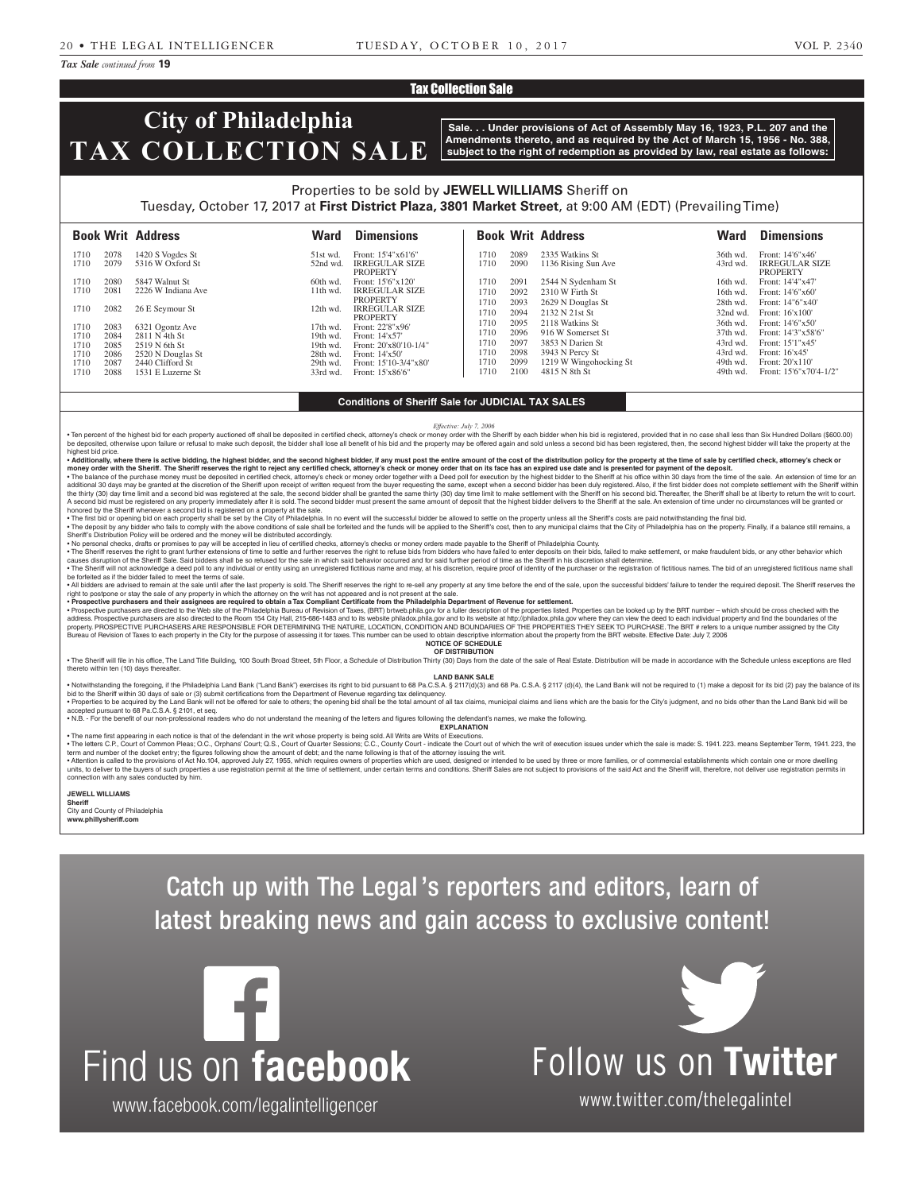*Tax Sale continued from* **19**

## Tax Collection Sale

# City of Philadelphia TAX COLLECTION SALE

**Sale. . . Under provisions of Act of Assembly May 16, 1923, P.L. 207 and the Amendments thereto, and as required by the Act of March 15, 1956 - No. 388, subject to the right of redemption as provided by law, real estate as follows:**

Properties to be sold by **JEWELL WILLIAMS** Sheriff on
Tuesday, October 17, 2017 at **First District Plaza, 3801 Market Street**, at 9:00 AM (EDT) (Prevailing Time)

| Book | Writ | Address | Ward | Dimensions |
|---|---|---|---|---|
| 1710 | 2078 | 1420 S Vogdes St | 51st wd. | Front: 15'4"x61'6" |
| 1710 | 2079 | 5316 W Oxford St | 52nd wd. | IRREGULAR SIZE PROPERTY |
| 1710 | 2080 | 5847 Walnut St | 60th wd. | Front: 15'6"x120' |
| 1710 | 2081 | 2226 W Indiana Ave | 11th wd. | IRREGULAR SIZE PROPERTY |
| 1710 | 2082 | 26 E Seymour St | 12th wd. | IRREGULAR SIZE PROPERTY |
| 1710 | 2083 | 6321 Ogontz Ave | 17th wd. | Front: 22'8"x96' |
| 1710 | 2084 | 2811 N 4th St | 19th wd. | Front: 14'x57' |
| 1710 | 2085 | 2519 N 6th St | 19th wd. | Front: 20'x80'10-1/4" |
| 1710 | 2086 | 2520 N Douglas St | 28th wd. | Front: 14'x50' |
| 1710 | 2087 | 2440 Clifford St | 29th wd. | Front: 15'10-3/4"x80' |
| 1710 | 2088 | 1531 E Luzerne St | 33rd wd. | Front: 15'x86'6" |
| 1710 | 2089 | 2335 Watkins St | 36th wd. | Front: 14'6"x46' |
| 1710 | 2090 | 1136 Rising Sun Ave | 43rd wd. | IRREGULAR SIZE PROPERTY |
| 1710 | 2091 | 2544 N Sydenham St | 16th wd. | Front: 14'4"x47' |
| 1710 | 2092 | 2310 W Firth St | 16th wd. | Front: 14'6"x60' |
| 1710 | 2093 | 2629 N Douglas St | 28th wd. | Front: 14"6"x40' |
| 1710 | 2094 | 2132 N 21st St | 32nd wd. | Front: 16'x100' |
| 1710 | 2095 | 2118 Watkins St | 36th wd. | Front: 14'6"x50' |
| 1710 | 2096 | 916 W Somerset St | 37th wd. | Front: 14'3"x58'6" |
| 1710 | 2097 | 3853 N Darien St | 43rd wd. | Front: 15'1"x45' |
| 1710 | 2098 | 3943 N Percy St | 43rd wd. | Front: 16'x45' |
| 1710 | 2099 | 1219 W Wingohocking St | 49th wd. | Front: 20'x110' |
| 1710 | 2100 | 4815 N 8th St | 49th wd. | Front: 15'6"x70'4-1/2" |

### Conditions of Sheriff Sale for JUDICIAL TAX SALES

*Effective: July 7, 2006*

• Ten percent of the highest bid for each property auctioned off shall be deposited in certified check, attorney's check or money order with the Sheriff by each bidder when his bid is registered, provided that in no case shall less than Six Hundred Dollars ($600.00) be deposited, otherwise upon failure or refusal to make such deposit, the bidder shall lose all benefit of his bid and the property may be offered again and sold unless a second bid has been registered, then, the second highest bidder will take the property at the highest bid price.

• **Additionally, where there is active bidding, the highest bidder, and the second highest bidder, if any must post the entire amount of the cost of the distribution policy for the property at the time of sale by certified check, attorney's check or money order with the Sheriff. The Sheriff reserves the right to reject any certified check, attorney's check or money order that on its face has an expired use date and is presented for payment of the deposit.**

• The balance of the purchase money must be deposited in certified check, attorney's check or money order together with a Deed poll for execution by the highest bidder to the Sheriff at his office within 30 days from the time of the sale. An extension of time for an additional 30 days may be granted at the discretion of the Sheriff upon receipt of written request from the buyer requesting the same, except when a second bidder has been duly registered. Also, if the first bidder does not complete settlement with the Sheriff within the thirty (30) day time limit and a second bid was registered at the sale, the second bidder shall be granted the same thirty (30) day time limit to make settlement with the Sheriff on his second bid. Thereafter, the Sheriff shall be at liberty to return the writ to court. A second bid must be registered on any property immediately after it is sold. The second bidder must present the same amount of deposit that the highest bidder delivers to the Sheriff at the sale. An extension of time under no circumstances will be granted or honored by the Sheriff whenever a second bid is registered on a property at the sale.

• The first bid or opening bid on each property shall be set by the City of Philadelphia. In no event will the successful bidder be allowed to settle on the property unless all the Sheriff's costs are paid notwithstanding the final bid.

• The deposit by any bidder who fails to comply with the above conditions of sale shall be forfeited and the funds will be applied to the Sheriff's cost, then to any municipal claims that the City of Philadelphia has on the property. Finally, if a balance still remains, a Sheriff's Distribution Policy will be ordered and the money will be distributed accordingly.

• No personal checks, drafts or promises to pay will be accepted in lieu of certified checks, attorney's checks or money orders made payable to the Sheriff of Philadelphia County.

• The Sheriff reserves the right to grant further extensions of time to settle and further reserves the right to refuse bids from bidders who have failed to enter deposits on their bids, failed to make settlement, or make fraudulent bids, or any other behavior which causes disruption of the Sheriff Sale. Said bidders shall be so refused for the sale in which said behavior occurred and for said further period of time as the Sheriff in his discretion shall determine.

• The Sheriff will not acknowledge a deed poll to any individual or entity using an unregistered fictitious name and may, at his discretion, require proof of identity of the purchaser or the registration of fictitious names. The bid of an unregistered fictitious name shall be forfeited as if the bidder failed to meet the terms of sale.

• All bidders are advised to remain at the sale until after the last property is sold. The Sheriff reserves the right to re-sell any property at any time before the end of the sale, upon the successful bidders' failure to tender the required deposit. The Sheriff reserves the right to postpone or stay the sale of any property in which the attorney on the writ has not appeared and is not present at the sale.

• **Prospective purchasers and their assignees are required to obtain a Tax Compliant Certificate from the Philadelphia Department of Revenue for settlement.**

• Prospective purchasers are directed to the Web site of the Philadelphia Bureau of Revision of Taxes, (BRT) brtweb.phila.gov for a fuller description of the properties listed. Properties can be looked up by the BRT number – which should be cross checked with the address. Prospective purchasers are also directed to the Room 154 City Hall, 215-686-1483 and to its website philadox.phila.gov and to its website at http://philadox.phila.gov where they can view the deed to each individual property and find the boundaries of the property. PROSPECTIVE PURCHASERS ARE RESPONSIBLE FOR DETERMINING THE NATURE, LOCATION, CONDITION AND BOUNDARIES OF THE PROPERTIES THEY SEEK TO PURCHASE. The BRT # refers to a unique number assigned by the City Bureau of Revision of Taxes to each property in the City for the purpose of assessing it for taxes. This number can be used to obtain descriptive information about the property from the BRT website. Effective Date: July 7, 2006

**NOTICE OF SCHEDULE OF DISTRIBUTION**

• The Sheriff will file in his office, The Land Title Building, 100 South Broad Street, 5th Floor, a Schedule of Distribution Thirty (30) Days from the date of the sale of Real Estate. Distribution will be made in accordance with the Schedule unless exceptions are filed thereto within ten (10) days thereafter.

**LAND BANK SALE**

• Notwithstanding the foregoing, if the Philadelphia Land Bank ("Land Bank") exercises its right to bid pursuant to 68 Pa.C.S.A. § 2117(d)(3) and 68 Pa. C.S.A. § 2117 (d)(4), the Land Bank will not be required to (1) make a deposit for its bid (2) pay the balance of its bid to the Sheriff within 30 days of sale or (3) submit certifications from the Department of Revenue regarding tax delinquency.

• Properties to be acquired by the Land Bank will not be offered for sale to others; the opening bid shall be the total amount of all tax claims, municipal claims and liens which are the basis for the City's judgment, and no bids other than the Land Bank bid will be accepted pursuant to 68 Pa.C.S.A. § 2101, et seq.

• N.B. - For the benefit of our non-professional readers who do not understand the meaning of the letters and figures following the defendant's names, we make the following.

**EXPLANATION**

• The name first appearing in each notice is that of the defendant in the writ whose property is being sold. All Writs are Writs of Executions.

• The letters C.P., Court of Common Pleas; O.C., Orphans' Court; Q.S., Court of Quarter Sessions; C.C., County Court - indicate the Court out of which the writ of execution issues under which the sale is made: S. 1941. 223. means September Term, 1941. 223, the term and number of the docket entry; the figures following show the amount of debt; and the name following is that of the attorney issuing the writ.

• Attention is called to the provisions of Act No.104, approved July 27, 1955, which requires owners of properties which are used, designed or intended to be used by three or more families, or of commercial establishments which contain one or more dwelling units, to deliver to the buyers of such properties a use registration permit at the time of settlement, under certain terms and conditions. Sheriff Sales are not subject to provisions of the said Act and the Sheriff will, therefore, not deliver use registration permits in connection with any sales conducted by him.

**JEWELL WILLIAMS**
**Sheriff**
City and County of Philadelphia
**www.phillysheriff.com**

Catch up with The Legal's reporters and editors, learn of latest breaking news and gain access to exclusive content!

Find us on **facebook**
www.facebook.com/legalintelligencer

Follow us on **Twitter**
www.twitter.com/thelegalintel